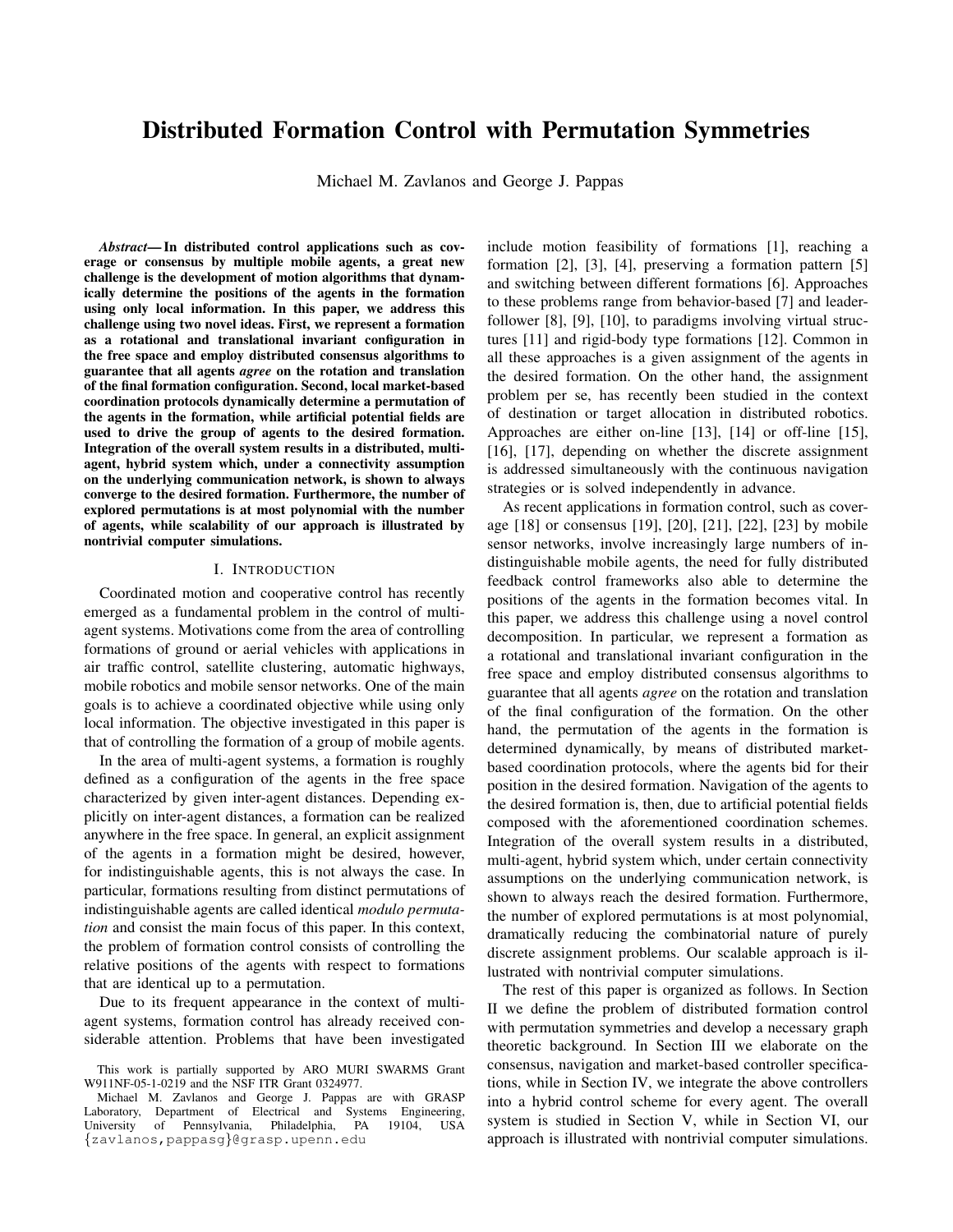# Distributed Formation Control with Permutation Symmetries

Michael M. Zavlanos and George J. Pappas

***Abstract*— In distributed control applications such as coverage or consensus by multiple mobile agents, a great new challenge is the development of motion algorithms that dynamically determine the positions of the agents in the formation using only local information. In this paper, we address this challenge using two novel ideas. First, we represent a formation as a rotational and translational invariant configuration in the free space and employ distributed consensus algorithms to guarantee that all agents *agree* on the rotation and translation of the final formation configuration. Second, local market-based coordination protocols dynamically determine a permutation of the agents in the formation, while artificial potential fields are used to drive the group of agents to the desired formation. Integration of the overall system results in a distributed, multi-agent, hybrid system which, under a connectivity assumption on the underlying communication network, is shown to always converge to the desired formation. Furthermore, the number of explored permutations is at most polynomial with the number of agents, while scalability of our approach is illustrated by nontrivial computer simulations.**

## I. Introduction

Coordinated motion and cooperative control has recently emerged as a fundamental problem in the control of multi-agent systems. Motivations come from the area of controlling formations of ground or aerial vehicles with applications in air traffic control, satellite clustering, automatic highways, mobile robotics and mobile sensor networks. One of the main goals is to achieve a coordinated objective while using only local information. The objective investigated in this paper is that of controlling the formation of a group of mobile agents.

In the area of multi-agent systems, a formation is roughly defined as a configuration of the agents in the free space characterized by given inter-agent distances. Depending explicitly on inter-agent distances, a formation can be realized anywhere in the free space. In general, an explicit assignment of the agents in a formation might be desired, however, for indistinguishable agents, this is not always the case. In particular, formations resulting from distinct permutations of indistinguishable agents are called identical *modulo permutation* and consist the main focus of this paper. In this context, the problem of formation control consists of controlling the relative positions of the agents with respect to formations that are identical up to a permutation.

Due to its frequent appearance in the context of multi-agent systems, formation control has already received considerable attention. Problems that have been investigated include motion feasibility of formations [1], reaching a formation [2], [3], [4], preserving a formation pattern [5] and switching between different formations [6]. Approaches to these problems range from behavior-based [7] and leader-follower [8], [9], [10], to paradigms involving virtual structures [11] and rigid-body type formations [12]. Common in all these approaches is a given assignment of the agents in the desired formation. On the other hand, the assignment problem per se, has recently been studied in the context of destination or target allocation in distributed robotics. Approaches are either on-line [13], [14] or off-line [15], [16], [17], depending on whether the discrete assignment is addressed simultaneously with the continuous navigation strategies or is solved independently in advance.

As recent applications in formation control, such as coverage [18] or consensus [19], [20], [21], [22], [23] by mobile sensor networks, involve increasingly large numbers of indistinguishable mobile agents, the need for fully distributed feedback control frameworks also able to determine the positions of the agents in the formation becomes vital. In this paper, we address this challenge using a novel control decomposition. In particular, we represent a formation as a rotational and translational invariant configuration in the free space and employ distributed consensus algorithms to guarantee that all agents *agree* on the rotation and translation of the final configuration of the formation. On the other hand, the permutation of the agents in the formation is determined dynamically, by means of distributed market-based coordination protocols, where the agents bid for their position in the desired formation. Navigation of the agents to the desired formation is, then, due to artificial potential fields composed with the aforementioned coordination schemes. Integration of the overall system results in a distributed, multi-agent, hybrid system which, under certain connectivity assumptions on the underlying communication network, is shown to always reach the desired formation. Furthermore, the number of explored permutations is at most polynomial, dramatically reducing the combinatorial nature of purely discrete assignment problems. Our scalable approach is illustrated with nontrivial computer simulations.

The rest of this paper is organized as follows. In Section II we define the problem of distributed formation control with permutation symmetries and develop a necessary graph theoretic background. In Section III we elaborate on the consensus, navigation and market-based controller specifications, while in Section IV, we integrate the above controllers into a hybrid control scheme for every agent. The overall system is studied in Section V, while in Section VI, our approach is illustrated with nontrivial computer simulations.

---

This work is partially supported by ARO MURI SWARMS Grant W911NF-05-1-0219 and the NSF ITR Grant 0324977.

Michael M. Zavlanos and George J. Pappas are with GRASP Laboratory, Department of Electrical and Systems Engineering, University of Pennsylvania, Philadelphia, PA 19104, USA {zavlanos,pappasg}@grasp.upenn.edu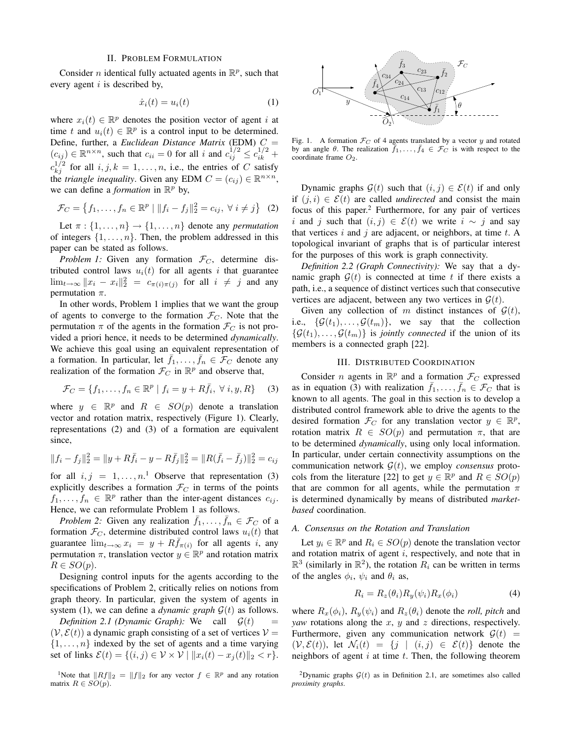## II. Problem Formulation

Consider $n$ identical fully actuated agents in $\mathbb{R}^p$, such that every agent $i$ is described by,

$$\dot{x}_i(t) = u_i(t) \tag{1}$$

where $x_i(t) \in \mathbb{R}^p$ denotes the position vector of agent $i$ at time $t$ and $u_i(t) \in \mathbb{R}^p$ is a control input to be determined. Define, further, a *Euclidean Distance Matrix* (EDM) $C = (c_{ij}) \in \mathbb{R}^{n \times n}$, such that $c_{ii} = 0$ for all $i$ and $c_{ij}^{1/2} \leq c_{ik}^{1/2} + c_{kj}^{1/2}$ for all $i, j, k = 1, \ldots, n$, i.e., the entries of $C$ satisfy the *triangle inequality*. Given any EDM $C = (c_{ij}) \in \mathbb{R}^{n \times n}$, we can define a *formation* in $\mathbb{R}^p$ by,

$$\mathcal{F}_C = \left\{ f_1, \ldots, f_n \in \mathbb{R}^p \mid \|f_i - f_j\|_2^2 = c_{ij}, \ \forall \ i \neq j \right\} \tag{2}$$

Let $\pi : \{1, \ldots, n\} \to \{1, \ldots, n\}$ denote any *permutation* of integers $\{1, \ldots, n\}$. Then, the problem addressed in this paper can be stated as follows.

*Problem 1:* Given any formation $\mathcal{F}_C$, determine distributed control laws $u_i(t)$ for all agents $i$ that guarantee $\lim_{t \to \infty} \|x_i - x_i\|_2^2 = c_{\pi(i)\pi(j)}$ for all $i \neq j$ and any permutation $\pi$.

In other words, Problem 1 implies that we want the group of agents to converge to the formation $\mathcal{F}_C$. Note that the permutation $\pi$ of the agents in the formation $\mathcal{F}_C$ is not provided a priori hence, it needs to be determined *dynamically*. We achieve this goal using an equivalent representation of a formation. In particular, let $\bar{f}_1, \ldots, \bar{f}_n \in \mathcal{F}_C$ denote any realization of the formation $\mathcal{F}_C$ in $\mathbb{R}^p$ and observe that,

$$\mathcal{F}_C = \{ f_1, \ldots, f_n \in \mathbb{R}^p \mid f_i = y + R\bar{f}_i, \ \forall \ i, y, R \} \tag{3}$$

where $y \in \mathbb{R}^p$ and $R \in SO(p)$ denote a translation vector and rotation matrix, respectively (Figure 1). Clearly, representations (2) and (3) of a formation are equivalent since,

$$\|f_i - f_j\|_2^2 = \|y + R\bar{f}_i - y - R\bar{f}_j\|_2^2 = \|R(\bar{f}_i - \bar{f}_j)\|_2^2 = c_{ij}$$

for all $i, j = 1, \ldots, n$.[1] Observe that representation (3) explicitly describes a formation $\mathcal{F}_C$ in terms of the points $f_1, \ldots, f_n \in \mathbb{R}^p$ rather than the inter-agent distances $c_{ij}$. Hence, we can reformulate Problem 1 as follows.

*Problem 2:* Given any realization $\bar{f}_1, \ldots, \bar{f}_n \in \mathcal{F}_C$ of a formation $\mathcal{F}_C$, determine distributed control laws $u_i(t)$ that guarantee $\lim_{t \to \infty} x_i = y + R\bar{f}_{\pi(i)}$ for all agents $i$, any permutation $\pi$, translation vector $y \in \mathbb{R}^p$ and rotation matrix $R \in SO(p)$.

Designing control inputs for the agents according to the specifications of Problem 2, critically relies on notions from graph theory. In particular, given the system of agents in system (1), we can define a *dynamic graph* $\mathcal{G}(t)$ as follows.

*Definition 2.1 (Dynamic Graph):* We call $\mathcal{G}(t) = (\mathcal{V}, \mathcal{E}(t))$ a dynamic graph consisting of a set of vertices $\mathcal{V} = \{1, \ldots, n\}$ indexed by the set of agents and a time varying set of links $\mathcal{E}(t) = \{(i, j) \in \mathcal{V} \times \mathcal{V} \mid \|x_i(t) - x_j(t)\|_2 < r\}$.

[1] Note that $\|Rf\|_2 = \|f\|_2$ for any vector $f \in \mathbb{R}^p$ and any rotation matrix $R \in SO(p)$.

Fig. 1. A formation $\mathcal{F}_C$ of 4 agents translated by a vector $y$ and rotated by an angle $\theta$. The realization $\bar{f}_1, \ldots, \bar{f}_4 \in \mathcal{F}_C$ is with respect to the coordinate frame $O_2$.

Dynamic graphs $\mathcal{G}(t)$ such that $(i, j) \in \mathcal{E}(t)$ if and only if $(j, i) \in \mathcal{E}(t)$ are called *undirected* and consist the main focus of this paper.[2] Furthermore, for any pair of vertices $i$ and $j$ such that $(i, j) \in \mathcal{E}(t)$ we write $i \sim j$ and say that vertices $i$ and $j$ are adjacent, or neighbors, at time $t$. A topological invariant of graphs that is of particular interest for the purposes of this work is graph connectivity.

*Definition 2.2 (Graph Connectivity):* We say that a dynamic graph $\mathcal{G}(t)$ is connected at time $t$ if there exists a path, i.e., a sequence of distinct vertices such that consecutive vertices are adjacent, between any two vertices in $\mathcal{G}(t)$.

Given any collection of $m$ distinct instances of $\mathcal{G}(t)$, i.e., $\{\mathcal{G}(t_1), \ldots, \mathcal{G}(t_m)\}$, we say that the collection $\{\mathcal{G}(t_1), \ldots, \mathcal{G}(t_m)\}$ is *jointly connected* if the union of its members is a connected graph [22].

## III. Distributed Coordination

Consider $n$ agents in $\mathbb{R}^p$ and a formation $\mathcal{F}_C$ expressed as in equation (3) with realization $\bar{f}_1, \ldots, \bar{f}_n \in \mathcal{F}_C$ that is known to all agents. The goal in this section is to develop a distributed control framework able to drive the agents to the desired formation $\mathcal{F}_C$ for any translation vector $y \in \mathbb{R}^p$, rotation matrix $R \in SO(p)$ and permutation $\pi$, that are to be determined *dynamically*, using only local information. In particular, under certain connectivity assumptions on the communication network $\mathcal{G}(t)$, we employ *consensus* protocols from the literature [22] to get $y \in \mathbb{R}^p$ and $R \in SO(p)$ that are common for all agents, while the permutation $\pi$ is determined dynamically by means of distributed *market-based* coordination.

### A. Consensus on the Rotation and Translation

Let $y_i \in \mathbb{R}^p$ and $R_i \in SO(p)$ denote the translation vector and rotation matrix of agent $i$, respectively, and note that in $\mathbb{R}^3$ (similarly in $\mathbb{R}^2$), the rotation $R_i$ can be written in terms of the angles $\phi_i$, $\psi_i$ and $\theta_i$ as,

$$R_i = R_z(\theta_i) R_y(\psi_i) R_x(\phi_i) \tag{4}$$

where $R_x(\phi_i)$, $R_y(\psi_i)$ and $R_z(\theta_i)$ denote the *roll, pitch* and *yaw* rotations along the $x$, $y$ and $z$ directions, respectively. Furthermore, given any communication network $\mathcal{G}(t) = (\mathcal{V}, \mathcal{E}(t))$, let $\mathcal{N}_i(t) = \{j \mid (i, j) \in \mathcal{E}(t)\}$ denote the neighbors of agent $i$ at time $t$. Then, the following theorem

[2] Dynamic graphs $\mathcal{G}(t)$ as in Definition 2.1, are sometimes also called *proximity graphs*.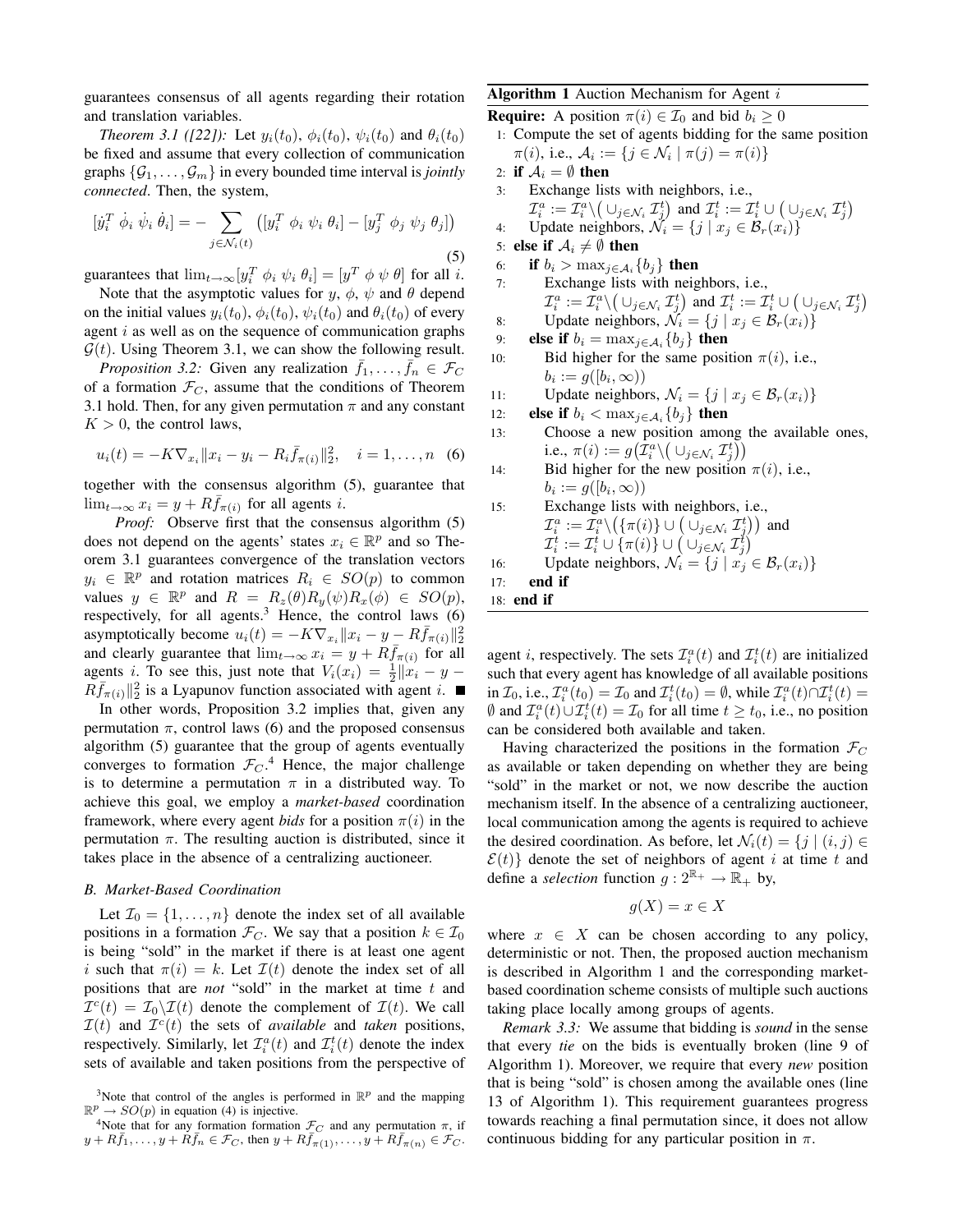guarantees consensus of all agents regarding their rotation and translation variables.

*Theorem 3.1 ([22]):* Let $y_i(t_0)$, $\phi_i(t_0)$, $\psi_i(t_0)$ and $\theta_i(t_0)$ be fixed and assume that every collection of communication graphs $\{\mathcal{G}_1, \dots, \mathcal{G}_m\}$ in every bounded time interval is *jointly connected*. Then, the system,

$$[\dot{y}_i^T \ \dot{\phi}_i \ \dot{\psi}_i \ \dot{\theta}_i] = -\sum_{j \in \mathcal{N}_i(t)} \left( [y_i^T \ \phi_i \ \psi_i \ \theta_i] - [y_j^T \ \phi_j \ \psi_j \ \theta_j] \right) \tag{5}$$

guarantees that $\lim_{t\to\infty}[y_i^T \ \phi_i \ \psi_i \ \theta_i] = [y^T \ \phi \ \psi \ \theta]$ for all $i$.

Note that the asymptotic values for $y$, $\phi$, $\psi$ and $\theta$ depend on the initial values $y_i(t_0)$, $\phi_i(t_0)$, $\psi_i(t_0)$ and $\theta_i(t_0)$ of every agent $i$ as well as on the sequence of communication graphs $\mathcal{G}(t)$. Using Theorem 3.1, we can show the following result.

*Proposition 3.2:* Given any realization $\bar{f}_1, \dots, \bar{f}_n \in \mathcal{F}_C$ of a formation $\mathcal{F}_C$, assume that the conditions of Theorem 3.1 hold. Then, for any given permutation $\pi$ and any constant $K > 0$, the control laws,

$$u_i(t) = -K \nabla_{x_i} \|x_i - y_i - R_i \bar{f}_{\pi(i)}\|_2^2, \quad i = 1, \dots, n \tag{6}$$

together with the consensus algorithm (5), guarantee that $\lim_{t\to\infty} x_i = y + R\bar{f}_{\pi(i)}$ for all agents $i$.

*Proof:* Observe first that the consensus algorithm (5) does not depend on the agents' states $x_i \in \mathbb{R}^p$ and so Theorem 3.1 guarantees convergence of the translation vectors $y_i \in \mathbb{R}^p$ and rotation matrices $R_i \in SO(p)$ to common values $y \in \mathbb{R}^p$ and $R = R_z(\theta)R_y(\psi)R_x(\phi) \in SO(p)$, respectively, for all agents.[3] Hence, the control laws (6) asymptotically become $u_i(t) = -K\nabla_{x_i}\|x_i - y - R\bar{f}_{\pi(i)}\|_2^2$ and clearly guarantee that $\lim_{t\to\infty} x_i = y + R\bar{f}_{\pi(i)}$ for all agents $i$. To see this, just note that $V_i(x_i) = \frac{1}{2}\|x_i - y - R\bar{f}_{\pi(i)}\|_2^2$ is a Lyapunov function associated with agent $i$. ■

In other words, Proposition 3.2 implies that, given any permutation $\pi$, control laws (6) and the proposed consensus algorithm (5) guarantee that the group of agents eventually converges to formation $\mathcal{F}_C$.[4] Hence, the major challenge is to determine a permutation $\pi$ in a distributed way. To achieve this goal, we employ a *market-based* coordination framework, where every agent *bids* for a position $\pi(i)$ in the permutation $\pi$. The resulting auction is distributed, since it takes place in the absence of a centralizing auctioneer.

### B. Market-Based Coordination

Let $\mathcal{I}_0 = \{1, \dots, n\}$ denote the index set of all available positions in a formation $\mathcal{F}_C$. We say that a position $k \in \mathcal{I}_0$ is being "sold" in the market if there is at least one agent $i$ such that $\pi(i) = k$. Let $\mathcal{I}(t)$ denote the index set of all positions that are *not* "sold" in the market at time $t$ and $\mathcal{I}^c(t) = \mathcal{I}_0 \backslash \mathcal{I}(t)$ denote the complement of $\mathcal{I}(t)$. We call $\mathcal{I}(t)$ and $\mathcal{I}^c(t)$ the sets of *available* and *taken* positions, respectively. Similarly, let $\mathcal{I}_i^a(t)$ and $\mathcal{I}_i^t(t)$ denote the index sets of available and taken positions from the perspective of agent $i$, respectively. The sets $\mathcal{I}_i^a(t)$ and $\mathcal{I}_i^t(t)$ are initialized such that every agent has knowledge of all available positions in $\mathcal{I}_0$, i.e., $\mathcal{I}_i^a(t_0) = \mathcal{I}_0$ and $\mathcal{I}_i^t(t_0) = \emptyset$, while $\mathcal{I}_i^a(t) \cap \mathcal{I}_i^t(t) = \emptyset$ and $\mathcal{I}_i^a(t) \cup \mathcal{I}_i^t(t) = \mathcal{I}_0$ for all time $t \geq t_0$, i.e., no position can be considered both available and taken.

Having characterized the positions in the formation $\mathcal{F}_C$ as available or taken depending on whether they are being "sold" in the market or not, we now describe the auction mechanism itself. In the absence of a centralizing auctioneer, local communication among the agents is required to achieve the desired coordination. As before, let $\mathcal{N}_i(t) = \{j \mid (i,j) \in \mathcal{E}(t)\}$ denote the set of neighbors of agent $i$ at time $t$ and define a *selection* function $g : 2^{\mathbb{R}_+} \to \mathbb{R}_+$ by,

$$g(X) = x \in X$$

where $x \in X$ can be chosen according to any policy, deterministic or not. Then, the proposed auction mechanism is described in Algorithm 1 and the corresponding market-based coordination scheme consists of multiple such auctions taking place locally among groups of agents.

*Remark 3.3:* We assume that bidding is *sound* in the sense that every *tie* on the bids is eventually broken (line 9 of Algorithm 1). Moreover, we require that every *new* position that is being "sold" is chosen among the available ones (line 13 of Algorithm 1). This requirement guarantees progress towards reaching a final permutation since, it does not allow continuous bidding for any particular position in $\pi$.

**Algorithm 1** Auction Mechanism for Agent $i$

**Require:** A position $\pi(i) \in \mathcal{I}_0$ and bid $b_i \geq 0$

1: Compute the set of agents bidding for the same position $\pi(i)$, i.e., $\mathcal{A}_i := \{j \in \mathcal{N}_i \mid \pi(j) = \pi(i)\}$
2: **if** $\mathcal{A}_i = \emptyset$ **then**
3: &nbsp;&nbsp;&nbsp;Exchange lists with neighbors, i.e., $\mathcal{I}_i^a := \mathcal{I}_i^a \backslash \big(\cup_{j\in\mathcal{N}_i} \mathcal{I}_j^t\big)$ and $\mathcal{I}_i^t := \mathcal{I}_i^t \cup \big(\cup_{j\in\mathcal{N}_i} \mathcal{I}_j^t\big)$
4: &nbsp;&nbsp;&nbsp;Update neighbors, $\mathcal{N}_i = \{j \mid x_j \in \mathcal{B}_r(x_i)\}$
5: **else if** $\mathcal{A}_i \neq \emptyset$ **then**
6: &nbsp;&nbsp;&nbsp;**if** $b_i > \max_{j\in\mathcal{A}_i}\{b_j\}$ **then**
7: &nbsp;&nbsp;&nbsp;&nbsp;&nbsp;&nbsp;Exchange lists with neighbors, i.e., $\mathcal{I}_i^a := \mathcal{I}_i^a \backslash \big(\cup_{j\in\mathcal{N}_i} \mathcal{I}_j^t\big)$ and $\mathcal{I}_i^t := \mathcal{I}_i^t \cup \big(\cup_{j\in\mathcal{N}_i} \mathcal{I}_j^t\big)$
8: &nbsp;&nbsp;&nbsp;&nbsp;&nbsp;&nbsp;Update neighbors, $\mathcal{N}_i = \{j \mid x_j \in \mathcal{B}_r(x_i)\}$
9: &nbsp;&nbsp;&nbsp;**else if** $b_i = \max_{j\in\mathcal{A}_i}\{b_j\}$ **then**
10: &nbsp;&nbsp;&nbsp;&nbsp;&nbsp;&nbsp;Bid higher for the same position $\pi(i)$, i.e., $b_i := g([b_i, \infty))$
11: &nbsp;&nbsp;&nbsp;&nbsp;&nbsp;&nbsp;Update neighbors, $\mathcal{N}_i = \{j \mid x_j \in \mathcal{B}_r(x_i)\}$
12: &nbsp;&nbsp;&nbsp;**else if** $b_i < \max_{j\in\mathcal{A}_i}\{b_j\}$ **then**
13: &nbsp;&nbsp;&nbsp;&nbsp;&nbsp;&nbsp;Choose a new position among the available ones, i.e., $\pi(i) := g\big(\mathcal{I}_i^a \backslash \big(\cup_{j\in\mathcal{N}_i} \mathcal{I}_j^t\big)\big)$
14: &nbsp;&nbsp;&nbsp;&nbsp;&nbsp;&nbsp;Bid higher for the new position $\pi(i)$, i.e., $b_i := g([b_i, \infty))$
15: &nbsp;&nbsp;&nbsp;&nbsp;&nbsp;&nbsp;Exchange lists with neighbors, i.e., $\mathcal{I}_i^a := \mathcal{I}_i^a \backslash \big(\{\pi(i)\} \cup \big(\cup_{j\in\mathcal{N}_i} \mathcal{I}_j^t\big)\big)$ and $\mathcal{I}_i^t := \mathcal{I}_i^t \cup \{\pi(i)\} \cup \big(\cup_{j\in\mathcal{N}_i} \mathcal{I}_j^t\big)$
16: &nbsp;&nbsp;&nbsp;&nbsp;&nbsp;&nbsp;Update neighbors, $\mathcal{N}_i = \{j \mid x_j \in \mathcal{B}_r(x_i)\}$
17: &nbsp;&nbsp;&nbsp;**end if**
18: **end if**

[3] Note that control of the angles is performed in $\mathbb{R}^p$ and the mapping $\mathbb{R}^p \to SO(p)$ in equation (4) is injective.

[4] Note that for any formation formation $\mathcal{F}_C$ and any permutation $\pi$, if $y + R\bar{f}_1, \dots, y + R\bar{f}_n \in \mathcal{F}_C$, then $y + R\bar{f}_{\pi(1)}, \dots, y + R\bar{f}_{\pi(n)} \in \mathcal{F}_C$.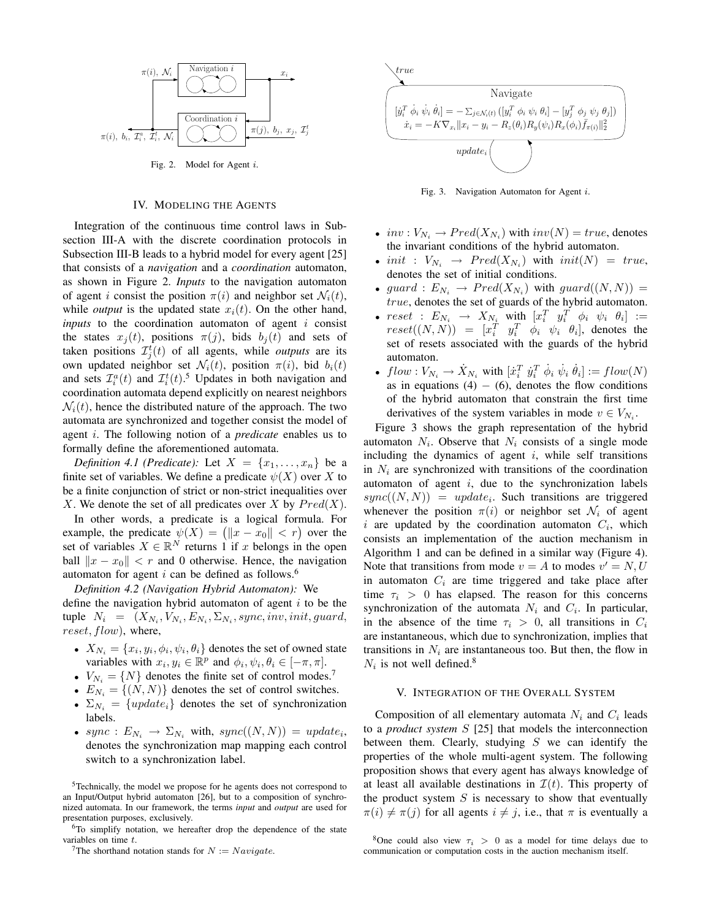Fig. 2. Model for Agent $i$.

## IV. Modeling the Agents

Integration of the continuous time control laws in Subsection III-A with the discrete coordination protocols in Subsection III-B leads to a hybrid model for every agent [25] that consists of a *navigation* and a *coordination* automaton, as shown in Figure 2. ***Inputs*** to the navigation automaton of agent $i$ consist the position $\pi(i)$ and neighbor set $\mathcal{N}_i(t)$, while *output* is the updated state $x_i(t)$. On the other hand, ***inputs*** to the coordination automaton of agent $i$ consist the states $x_j(t)$, positions $\pi(j)$, bids $b_j(t)$ and sets of taken positions $\mathcal{I}_j^t(t)$ of all agents, while *outputs* are its own updated neighbor set $\mathcal{N}_i(t)$, position $\pi(i)$, bid $b_i(t)$ and sets $\mathcal{I}_i^a(t)$ and $\mathcal{I}_i^t(t)$.[5] Updates in both navigation and coordination automata depend explicitly on nearest neighbors $\mathcal{N}_i(t)$, hence the distributed nature of the approach. The two automata are synchronized and together consist the model of agent $i$. The following notion of a *predicate* enables us to formally define the aforementioned automata.

*Definition 4.1 (Predicate):* Let $X = \{x_1, \dots, x_n\}$ be a finite set of variables. We define a predicate $\psi(X)$ over $X$ to be a finite conjunction of strict or non-strict inequalities over $X$. We denote the set of all predicates over $X$ by $Pred(X)$.

In other words, a predicate is a logical formula. For example, the predicate $\psi(X) = \big(\|x - x_0\| < r\big)$ over the set of variables $X \in \mathbb{R}^N$ returns 1 if $x$ belongs in the open ball $\|x - x_0\| < r$ and 0 otherwise. Hence, the navigation automaton for agent $i$ can be defined as follows.[6]

*Definition 4.2 (Navigation Hybrid Automaton):* We define the navigation hybrid automaton of agent $i$ to be the tuple $N_i = (X_{N_i}, V_{N_i}, E_{N_i}, \Sigma_{N_i}, sync, inv, init, guard, reset, flow)$, where,

- $X_{N_i} = \{x_i, y_i, \phi_i, \psi_i, \theta_i\}$ denotes the set of owned state variables with $x_i, y_i \in \mathbb{R}^p$ and $\phi_i, \psi_i, \theta_i \in [-\pi, \pi]$.
- $V_{N_i} = \{N\}$ denotes the finite set of control modes.[7]
- $E_{N_i} = \{(N, N)\}$ denotes the set of control switches.
- $\Sigma_{N_i} = \{update_i\}$ denotes the set of synchronization labels.
- $sync : E_{N_i} \to \Sigma_{N_i}$ with, $sync((N, N)) = update_i$, denotes the synchronization map mapping each control switch to a synchronization label.
- $inv : V_{N_i} \to Pred(X_{N_i})$ with $inv(N) = true$, denotes the invariant conditions of the hybrid automaton.
- $init : V_{N_i} \to Pred(X_{N_i})$ with $init(N) = true$, denotes the set of initial conditions.
- $guard : E_{N_i} \to Pred(X_{N_i})$ with $guard((N, N)) = true$, denotes the set of guards of the hybrid automaton.
- $reset : E_{N_i} \to X_{N_i}$ with $[x_i^T \ y_i^T \ \phi_i \ \psi_i \ \theta_i] := reset((N, N)) = [x_i^T \ y_i^T \ \phi_i \ \psi_i \ \theta_i]$, denotes the set of resets associated with the guards of the hybrid automaton.
- $flow : V_{N_i} \to \dot{X}_{N_i}$ with $[\dot{x}_i^T \ \dot{y}_i^T \ \dot{\phi}_i \ \dot{\psi}_i \ \dot{\theta}_i] := flow(N)$ as in equations (4) – (6), denotes the flow conditions of the hybrid automaton that constrain the first time derivatives of the system variables in mode $v \in V_{N_i}$.

Fig. 3. Navigation Automaton for Agent $i$.

Figure 3 shows the graph representation of the hybrid automaton $N_i$. Observe that $N_i$ consists of a single mode including the dynamics of agent $i$, while self transitions in $N_i$ are synchronized with transitions of the coordination automaton of agent $i$, due to the synchronization labels $sync((N, N)) = update_i$. Such transitions are triggered whenever the position $\pi(i)$ or neighbor set $\mathcal{N}_i$ of agent $i$ are updated by the coordination automaton $C_i$, which consists an implementation of the auction mechanism in Algorithm 1 and can be defined in a similar way (Figure 4). Note that transitions from mode $v = A$ to modes $v' = N, U$ in automaton $C_i$ are time triggered and take place after time $\tau_i > 0$ has elapsed. The reason for this concerns synchronization of the automata $N_i$ and $C_i$. In particular, in the absence of the time $\tau_i > 0$, all transitions in $C_i$ are instantaneous, which due to synchronization, implies that transitions in $N_i$ are instantaneous too. But then, the flow in $N_i$ is not well defined.[8]

## V. Integration of the Overall System

Composition of all elementary automata $N_i$ and $C_i$ leads to a *product system* $S$ [25] that models the interconnection between them. Clearly, studying $S$ we can identify the properties of the whole multi-agent system. The following proposition shows that every agent has always knowledge of at least all available destinations in $\mathcal{I}(t)$. This property of the product system $S$ is necessary to show that eventually $\pi(i) \neq \pi(j)$ for all agents $i \neq j$, i.e., that $\pi$ is eventually a

[5] Technically, the model we propose for he agents does not correspond to an Input/Output hybrid automaton [26], but to a composition of synchronized automata. In our framework, the terms *input* and *output* are used for presentation purposes, exclusively.

[6] To simplify notation, we hereafter drop the dependence of the state variables on time $t$.

[7] The shorthand notation stands for $N := Navigate$.

[8] One could also view $\tau_i > 0$ as a model for time delays due to communication or computation costs in the auction mechanism itself.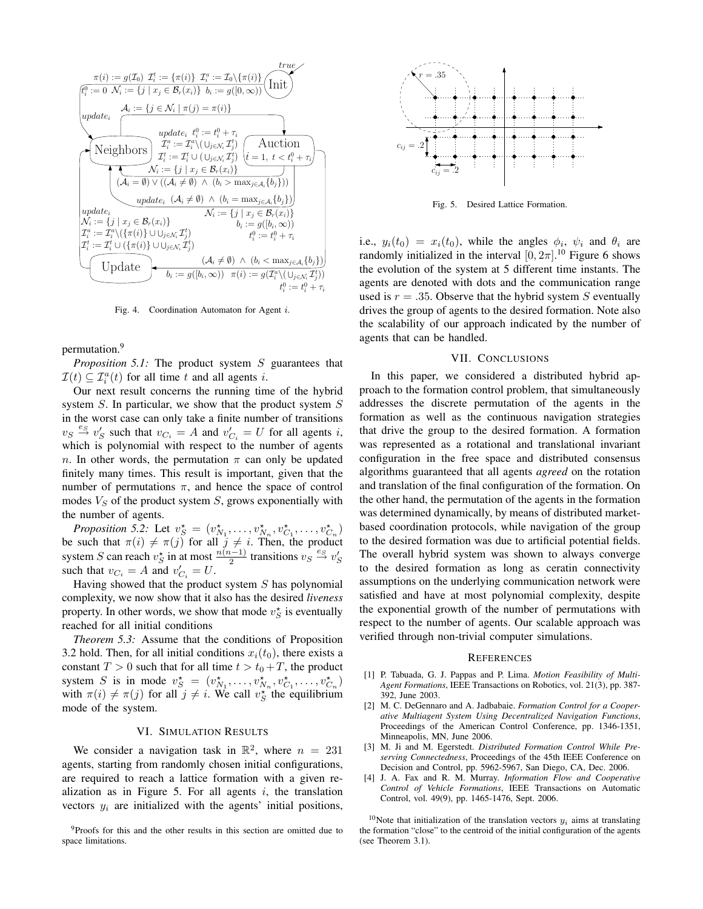Fig. 4. Coordination Automaton for Agent $i$.

permutation.[9]

*Proposition 5.1:* The product system $S$ guarantees that $\mathcal{I}(t) \subseteq \mathcal{I}_i^a(t)$ for all time $t$ and all agents $i$.

Our next result concerns the running time of the hybrid system $S$. In particular, we show that the product system $S$ in the worst case can only take a finite number of transitions $v_S \xrightarrow{e_S} v'_S$ such that $v_{C_i} = A$ and $v'_{C_i} = U$ for all agents $i$, which is polynomial with respect to the number of agents $n$. In other words, the permutation $\pi$ can only be updated finitely many times. This result is important, given that the number of permutations $\pi$, and hence the space of control modes $V_S$ of the product system $S$, grows exponentially with the number of agents.

*Proposition 5.2:* Let $v_S^\star = (v_{N_1}^\star, \dots, v_{N_n}^\star, v_{C_1}^\star, \dots, v_{C_n}^\star)$ be such that $\pi(i) \neq \pi(j)$ for all $j \neq i$. Then, the product system $S$ can reach $v_S^\star$ in at most $\frac{n(n-1)}{2}$ transitions $v_S \xrightarrow{e_S} v'_S$ such that $v_{C_i} = A$ and $v'_{C_i} = U$.

Having showed that the product system $S$ has polynomial complexity, we now show that it also has the desired *liveness* property. In other words, we show that mode $v_S^\star$ is eventually reached for all initial conditions

*Theorem 5.3:* Assume that the conditions of Proposition 3.2 hold. Then, for all initial conditions $x_i(t_0)$, there exists a constant $T > 0$ such that for all time $t > t_0 + T$, the product system $S$ is in mode $v_S^\star = (v_{N_1}^\star, \dots, v_{N_n}^\star, v_{C_1}^\star, \dots, v_{C_n}^\star)$ with $\pi(i) \neq \pi(j)$ for all $j \neq i$. We call $v_S^\star$ the equilibrium mode of the system.

## VI. Simulation Results

We consider a navigation task in $\mathbb{R}^2$, where $n = 231$ agents, starting from randomly chosen initial configurations, are required to reach a lattice formation with a given realization as in Figure 5. For all agents $i$, the translation vectors $y_i$ are initialized with the agents' initial positions, i.e., $y_i(t_0) = x_i(t_0)$, while the angles $\phi_i$, $\psi_i$ and $\theta_i$ are randomly initialized in the interval $[0, 2\pi]$.[10] Figure 6 shows the evolution of the system at 5 different time instants. The agents are denoted with dots and the communication range used is $r = .35$. Observe that the hybrid system $S$ eventually drives the group of agents to the desired formation. Note also the scalability of our approach indicated by the number of agents that can be handled.

Fig. 5. Desired Lattice Formation.

## VII. Conclusions

In this paper, we considered a distributed hybrid approach to the formation control problem, that simultaneously addresses the discrete permutation of the agents in the formation as well as the continuous navigation strategies that drive the group to the desired formation. A formation was represented as a rotational and translational invariant configuration in the free space and distributed consensus algorithms guaranteed that all agents *agreed* on the rotation and translation of the final configuration of the formation. On the other hand, the permutation of the agents in the formation was determined dynamically, by means of distributed market-based coordination protocols, while navigation of the group to the desired formation was due to artificial potential fields. The overall hybrid system was shown to always converge to the desired formation as long as ceratin connectivity assumptions on the underlying communication network were satisfied and have at most polynomial complexity, despite the exponential growth of the number of permutations with respect to the number of agents. Our scalable approach was verified through non-trivial computer simulations.

## References

[1] P. Tabuada, G. J. Pappas and P. Lima. *Motion Feasibility of Multi-Agent Formations*, IEEE Transactions on Robotics, vol. 21(3), pp. 387-392, June 2003.

[2] M. C. DeGennaro and A. Jadbabaie. *Formation Control for a Cooperative Multiagent System Using Decentralized Navigation Functions*, Proceedings of the American Control Conference, pp. 1346-1351, Minneapolis, MN, June 2006.

[3] M. Ji and M. Egerstedt. *Distributed Formation Control While Preserving Connectedness*, Proceedings of the 45th IEEE Conference on Decision and Control, pp. 5962-5967, San Diego, CA, Dec. 2006.

[4] J. A. Fax and R. M. Murray. *Information Flow and Cooperative Control of Vehicle Formations*, IEEE Transactions on Automatic Control, vol. 49(9), pp. 1465-1476, Sept. 2006.

[9] Proofs for this and the other results in this section are omitted due to space limitations.

[10] Note that initialization of the translation vectors $y_i$ aims at translating the formation "close" to the centroid of the initial configuration of the agents (see Theorem 3.1).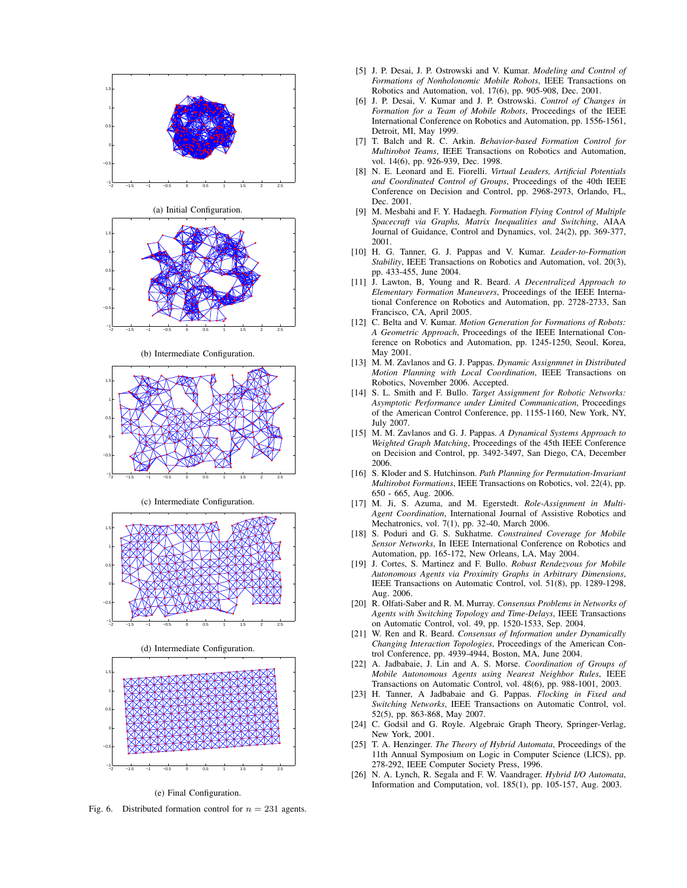1.5
1
0.5
0
−0.5
−1
−2 −1.5 −1 −0.5 0 0.5 1 1.5 2 2.5

(a) Initial Configuration.

1.5
1
0.5
0
−0.5
−1
−2 −1.5 −1 −0.5 0 0.5 1 1.5 2 2.5

(b) Intermediate Configuration.

1.5
1
0.5
0
−0.5
−1
−2 −1.5 −1 −0.5 0 0.5 1 1.5 2 2.5

(c) Intermediate Configuration.

1.5
1
0.5
0
−0.5
−1
−2 −1.5 −1 −0.5 0 0.5 1 1.5 2 2.5

(d) Intermediate Configuration.

1.5
1
0.5
0
−0.5
−1
−2 −1.5 −1 −0.5 0 0.5 1 1.5 2 2.5

(e) Final Configuration.

Fig. 6. Distributed formation control for $n = 231$ agents.

[5] J. P. Desai, J. P. Ostrowski and V. Kumar. *Modeling and Control of Formations of Nonholonomic Mobile Robots*, IEEE Transactions on Robotics and Automation, vol. 17(6), pp. 905-908, Dec. 2001.

[6] J. P. Desai, V. Kumar and J. P. Ostrowski. *Control of Changes in Formation for a Team of Mobile Robots*, Proceedings of the IEEE International Conference on Robotics and Automation, pp. 1556-1561, Detroit, MI, May 1999.

[7] T. Balch and R. C. Arkin. *Behavior-based Formation Control for Multirobot Teams*, IEEE Transactions on Robotics and Automation, vol. 14(6), pp. 926-939, Dec. 1998.

[8] N. E. Leonard and E. Fiorelli. *Virtual Leaders, Artificial Potentials and Coordinated Control of Groups*, Proceedings of the 40th IEEE Conference on Decision and Control, pp. 2968-2973, Orlando, FL, Dec. 2001.

[9] M. Mesbahi and F. Y. Hadaegh. *Formation Flying Control of Multiple Spacecraft via Graphs, Matrix Inequalities and Switching*, AIAA Journal of Guidance, Control and Dynamics, vol. 24(2), pp. 369-377, 2001.

[10] H. G. Tanner, G. J. Pappas and V. Kumar. *Leader-to-Formation Stability*, IEEE Transactions on Robotics and Automation, vol. 20(3), pp. 433-455, June 2004.

[11] J. Lawton, B, Young and R. Beard. *A Decentralized Approach to Elementary Formation Maneuvers*, Proceedings of the IEEE International Conference on Robotics and Automation, pp. 2728-2733, San Francisco, CA, April 2005.

[12] C. Belta and V. Kumar. *Motion Generation for Formations of Robots: A Geometric Approach*, Proceedings of the IEEE International Conference on Robotics and Automation, pp. 1245-1250, Seoul, Korea, May 2001.

[13] M. M. Zavlanos and G. J. Pappas. *Dynamic Assignmnet in Distributed Motion Planning with Local Coordination*, IEEE Transactions on Robotics, November 2006. Accepted.

[14] S. L. Smith and F. Bullo. *Target Assignment for Robotic Networks: Asymptotic Performance under Limited Communication*, Proceedings of the American Control Conference, pp. 1155-1160, New York, NY, July 2007.

[15] M. M. Zavlanos and G. J. Pappas. *A Dynamical Systems Approach to Weighted Graph Matching*, Proceedings of the 45th IEEE Conference on Decision and Control, pp. 3492-3497, San Diego, CA, December 2006.

[16] S. Kloder and S. Hutchinson. *Path Planning for Permutation-Invariant Multirobot Formations*, IEEE Transactions on Robotics, vol. 22(4), pp. 650 - 665, Aug. 2006.

[17] M. Ji, S. Azuma, and M. Egerstedt. *Role-Assignment in Multi-Agent Coordination*, International Journal of Assistive Robotics and Mechatronics, vol. 7(1), pp. 32-40, March 2006.

[18] S. Poduri and G. S. Sukhatme. *Constrained Coverage for Mobile Sensor Networks*, In IEEE International Conference on Robotics and Automation, pp. 165-172, New Orleans, LA, May 2004.

[19] J. Cortes, S. Martinez and F. Bullo. *Robust Rendezvous for Mobile Autonomous Agents via Proximity Graphs in Arbitrary Dimensions*, IEEE Transactions on Automatic Control, vol. 51(8), pp. 1289-1298, Aug. 2006.

[20] R. Olfati-Saber and R. M. Murray. *Consensus Problems in Networks of Agents with Switching Topology and Time-Delays*, IEEE Transactions on Automatic Control, vol. 49, pp. 1520-1533, Sep. 2004.

[21] W. Ren and R. Beard. *Consensus of Information under Dynamically Changing Interaction Topologies*, Proceedings of the American Control Conference, pp. 4939-4944, Boston, MA, June 2004.

[22] A. Jadbabaie, J. Lin and A. S. Morse. *Coordination of Groups of Mobile Autonomous Agents using Nearest Neighbor Rules*, IEEE Transactions on Automatic Control, vol. 48(6), pp. 988-1001, 2003.

[23] H. Tanner, A Jadbabaie and G. Pappas. *Flocking in Fixed and Switching Networks*, IEEE Transactions on Automatic Control, vol. 52(5), pp. 863-868, May 2007.

[24] C. Godsil and G. Royle. Algebraic Graph Theory, Springer-Verlag, New York, 2001.

[25] T. A. Henzinger. *The Theory of Hybrid Automata*, Proceedings of the 11th Annual Symposium on Logic in Computer Science (LICS), pp. 278-292, IEEE Computer Society Press, 1996.

[26] N. A. Lynch, R. Segala and F. W. Vaandrager. *Hybrid I/O Automata*, Information and Computation, vol. 185(1), pp. 105-157, Aug. 2003.